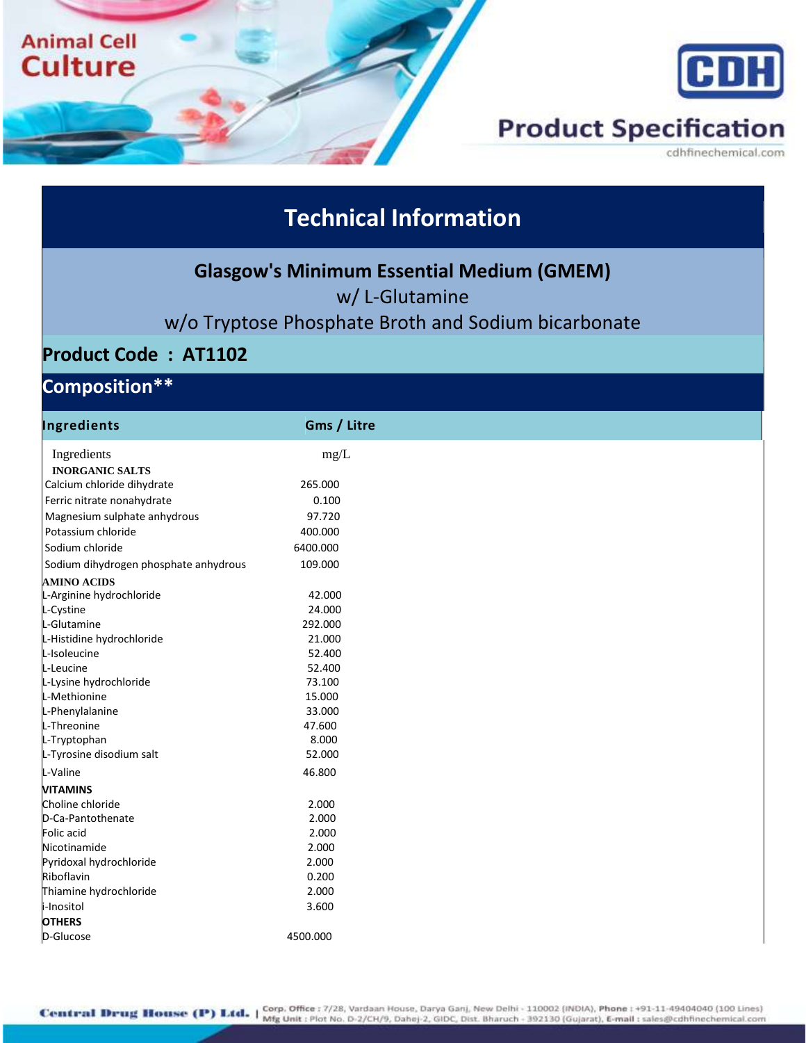Animal Cell Culture

Product Specification

cdhfinechemical.com

# Technical Information

## Glasgow's Minimum Essential Medium (GMEM)

w/ L-Glutamine

w/o Tryptose Phosphate Broth and Sodium bicarbonate

## Product Code : AT1102

## Composition**

| Ingredients | Gms / Litre |
|---|---|
| Ingredients | mg/L |
| **INORGANIC SALTS** | |
| Calcium chloride dihydrate | 265.000 |
| Ferric nitrate nonahydrate | 0.100 |
| Magnesium sulphate anhydrous | 97.720 |
| Potassium chloride | 400.000 |
| Sodium chloride | 6400.000 |
| Sodium dihydrogen phosphate anhydrous | 109.000 |
| **AMINO ACIDS** | |
| L-Arginine hydrochloride | 42.000 |
| L-Cystine | 24.000 |
| L-Glutamine | 292.000 |
| L-Histidine hydrochloride | 21.000 |
| L-Isoleucine | 52.400 |
| L-Leucine | 52.400 |
| L-Lysine hydrochloride | 73.100 |
| L-Methionine | 15.000 |
| L-Phenylalanine | 33.000 |
| L-Threonine | 47.600 |
| L-Tryptophan | 8.000 |
| L-Tyrosine disodium salt | 52.000 |
| L-Valine | 46.800 |
| **VITAMINS** | |
| Choline chloride | 2.000 |
| D-Ca-Pantothenate | 2.000 |
| Folic acid | 2.000 |
| Nicotinamide | 2.000 |
| Pyridoxal hydrochloride | 2.000 |
| Riboflavin | 0.200 |
| Thiamine hydrochloride | 2.000 |
| i-Inositol | 3.600 |
| **OTHERS** | |
| D-Glucose | 4500.000 |

**Central Drug House (P) Ltd.** | **Corp. Office :** 7/28, Vardaan House, Darya Ganj, New Delhi - 110002 (INDIA), **Phone :** +91-11-49404040 (100 Lines) **Mfg Unit :** Plot No. D-2/CH/9, Dahej-2, GIDC, Dist. Bharuch - 392130 (Gujarat), **E-mail :** sales@cdhfinechemical.com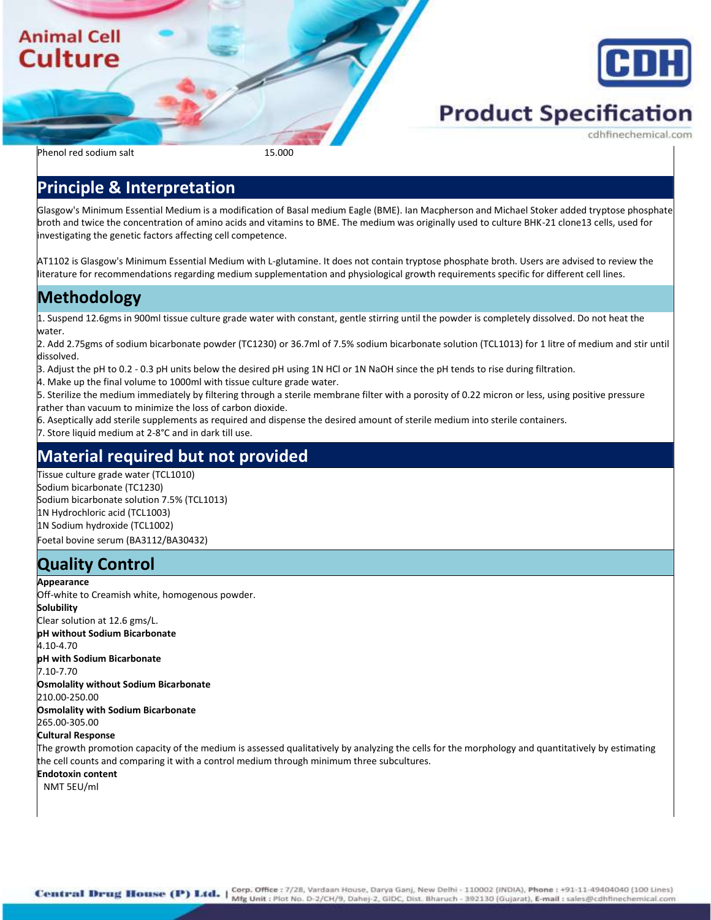| Phenol red sodium salt | 15.000 |
|---|---|

## Principle & Interpretation

Glasgow's Minimum Essential Medium is a modification of Basal medium Eagle (BME). Ian Macpherson and Michael Stoker added tryptose phosphate broth and twice the concentration of amino acids and vitamins to BME. The medium was originally used to culture BHK-21 clone13 cells, used for investigating the genetic factors affecting cell competence.

AT1102 is Glasgow's Minimum Essential Medium with L-glutamine. It does not contain tryptose phosphate broth. Users are advised to review the literature for recommendations regarding medium supplementation and physiological growth requirements specific for different cell lines.

## Methodology

1. Suspend 12.6gms in 900ml tissue culture grade water with constant, gentle stirring until the powder is completely dissolved. Do not heat the water.
2. Add 2.75gms of sodium bicarbonate powder (TC1230) or 36.7ml of 7.5% sodium bicarbonate solution (TCL1013) for 1 litre of medium and stir until dissolved.
3. Adjust the pH to 0.2 - 0.3 pH units below the desired pH using 1N HCl or 1N NaOH since the pH tends to rise during filtration.
4. Make up the final volume to 1000ml with tissue culture grade water.
5. Sterilize the medium immediately by filtering through a sterile membrane filter with a porosity of 0.22 micron or less, using positive pressure rather than vacuum to minimize the loss of carbon dioxide.
6. Aseptically add sterile supplements as required and dispense the desired amount of sterile medium into sterile containers.
7. Store liquid medium at 2-8°C and in dark till use.

## Material required but not provided

Tissue culture grade water (TCL1010)
Sodium bicarbonate (TC1230)
Sodium bicarbonate solution 7.5% (TCL1013)
1N Hydrochloric acid (TCL1003)
1N Sodium hydroxide (TCL1002)
Foetal bovine serum (BA3112/BA30432)

## Quality Control

**Appearance**
Off-white to Creamish white, homogenous powder.

**Solubility**
Clear solution at 12.6 gms/L.

**pH without Sodium Bicarbonate**
4.10-4.70

**pH with Sodium Bicarbonate**
7.10-7.70

**Osmolality without Sodium Bicarbonate**
210.00-250.00

**Osmolality with Sodium Bicarbonate**
265.00-305.00

**Cultural Response**
The growth promotion capacity of the medium is assessed qualitatively by analyzing the cells for the morphology and quantitatively by estimating the cell counts and comparing it with a control medium through minimum three subcultures.

**Endotoxin content**
NMT 5EU/ml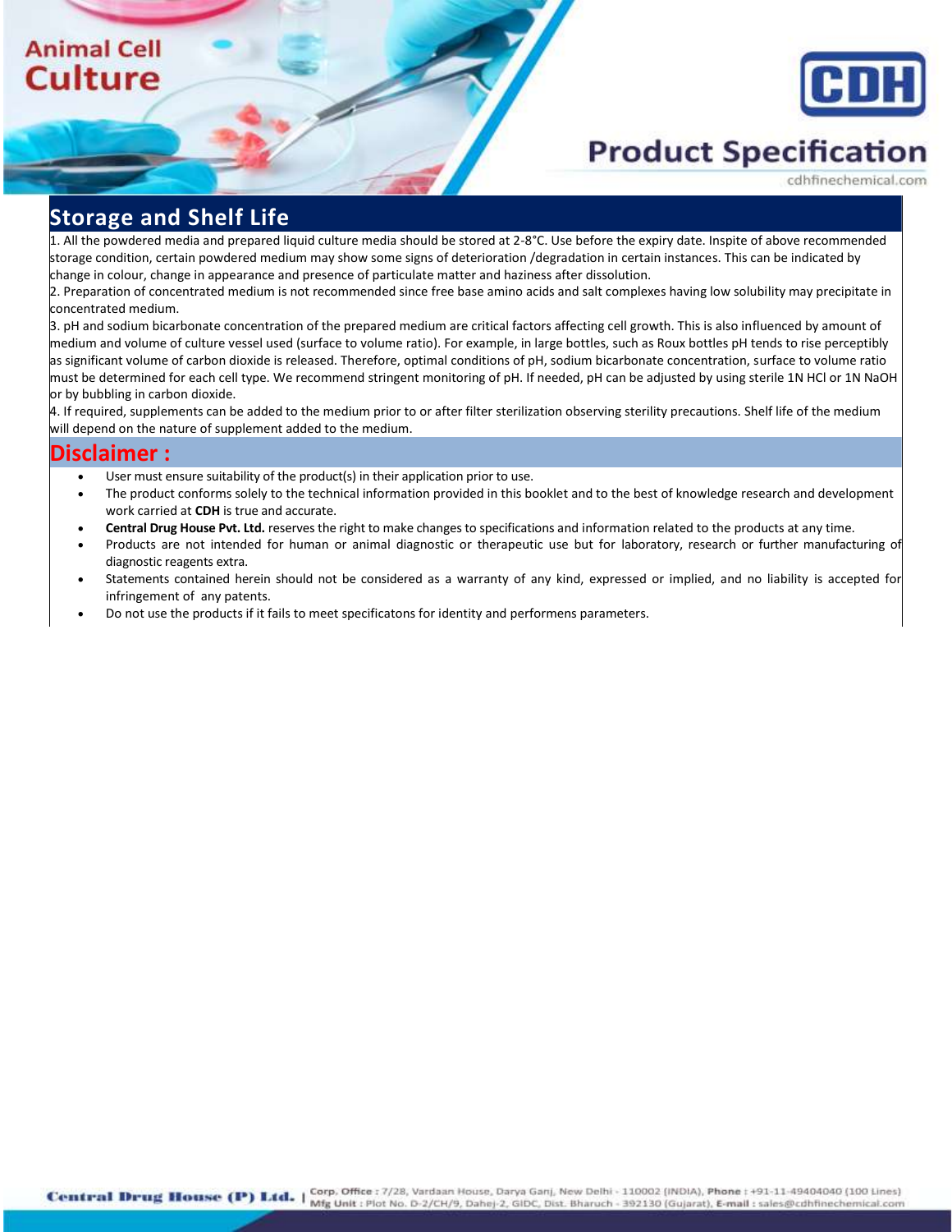## Storage and Shelf Life

1. All the powdered media and prepared liquid culture media should be stored at 2-8°C. Use before the expiry date. Inspite of above recommended storage condition, certain powdered medium may show some signs of deterioration /degradation in certain instances. This can be indicated by change in colour, change in appearance and presence of particulate matter and haziness after dissolution.
2. Preparation of concentrated medium is not recommended since free base amino acids and salt complexes having low solubility may precipitate in concentrated medium.
3. pH and sodium bicarbonate concentration of the prepared medium are critical factors affecting cell growth. This is also influenced by amount of medium and volume of culture vessel used (surface to volume ratio). For example, in large bottles, such as Roux bottles pH tends to rise perceptibly as significant volume of carbon dioxide is released. Therefore, optimal conditions of pH, sodium bicarbonate concentration, surface to volume ratio must be determined for each cell type. We recommend stringent monitoring of pH. If needed, pH can be adjusted by using sterile 1N HCl or 1N NaOH or by bubbling in carbon dioxide.
4. If required, supplements can be added to the medium prior to or after filter sterilization observing sterility precautions. Shelf life of the medium will depend on the nature of supplement added to the medium.

## Disclaimer :

- User must ensure suitability of the product(s) in their application prior to use.
- The product conforms solely to the technical information provided in this booklet and to the best of knowledge research and development work carried at **CDH** is true and accurate.
- **Central Drug House Pvt. Ltd.** reserves the right to make changes to specifications and information related to the products at any time.
- Products are not intended for human or animal diagnostic or therapeutic use but for laboratory, research or further manufacturing of diagnostic reagents extra.
- Statements contained herein should not be considered as a warranty of any kind, expressed or implied, and no liability is accepted for infringement of any patents.
- Do not use the products if it fails to meet specificatons for identity and performens parameters.